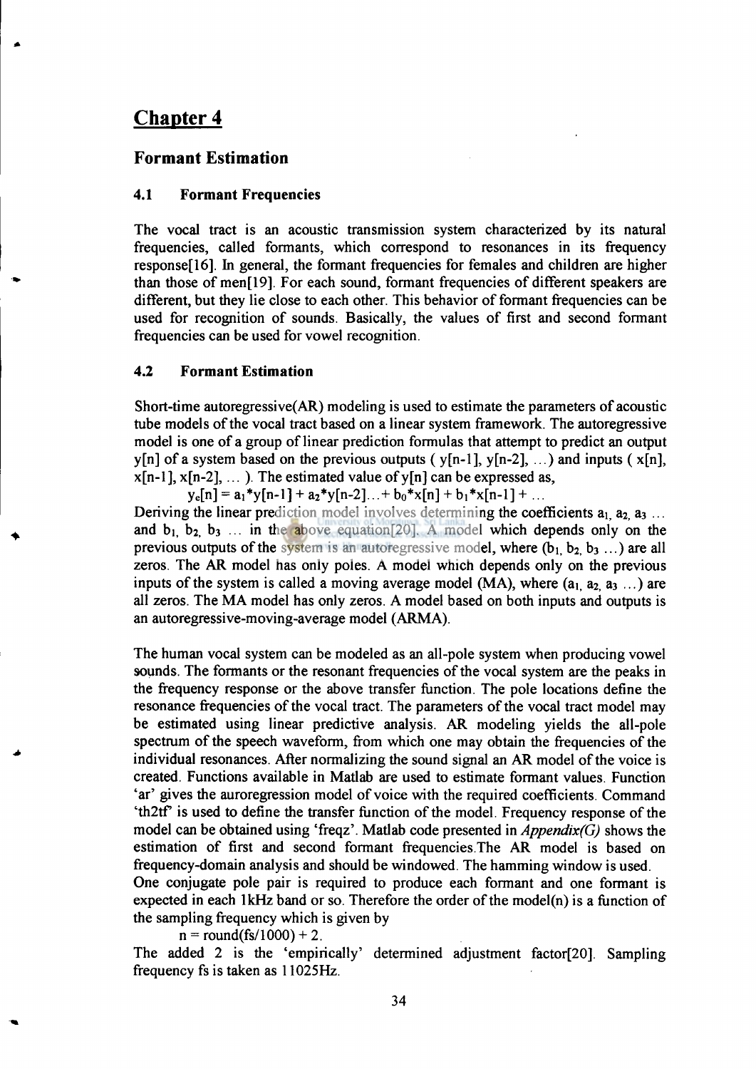# Chapter 4

## Formant Estimation

### 4.1 Formant Frequencies

The vocal tract is an acoustic transmission system characterized by its natural frequencies, called formants, which correspond to resonances in its frequency response[16]. In general, the formant frequencies for females and children are higher than those of men[19]. For each sound, formant frequencies of different speakers are different, but they lie close to each other. This behavior of formant frequencies can be used for recognition of sounds. Basically, the values of first and second formant frequencies can be used for vowel recognition.

### 4.2 Formant Estimation

Short-time autoregressive(AR) modeling is used to estimate the parameters of acoustic tube models of the vocal tract based on a linear system framework. The autoregressive model is one of a group of linear prediction formulas that attempt to predict an output y[n] of a system based on the previous outputs ( y[n-1], y[n-2], ...) and inputs ( x[n], x[n-1], x[n-2], ... ). The estimated value of y[n] can be expressed as,

$$y_e[n] = a_1*y[n-1] + a_2*y[n-2]...+ b_0*x[n] + b_1*x[n-1] + ...$$

Deriving the linear prediction model involves determining the coefficients $a_1, a_2, a_3$ ... and $b_1, b_2, b_3$ ... in the above equation[20]. A model which depends only on the previous outputs of the system is an autoregressive model, where ($b_1, b_2, b_3$ ...) are all zeros. The AR model has only poles. A model which depends only on the previous inputs of the system is called a moving average model (MA), where ($a_1, a_2, a_3$ ...) are all zeros. The MA model has only zeros. A model based on both inputs and outputs is an autoregressive-moving-average model (ARMA).

The human vocal system can be modeled as an all-pole system when producing vowel sounds. The formants or the resonant frequencies of the vocal system are the peaks in the frequency response or the above transfer function. The pole locations define the resonance frequencies of the vocal tract. The parameters of the vocal tract model may be estimated using linear predictive analysis. AR modeling yields the all-pole spectrum of the speech waveform, from which one may obtain the frequencies of the individual resonances. After normalizing the sound signal an AR model of the voice is created. Functions available in Matlab are used to estimate formant values. Function 'ar' gives the auroregression model of voice with the required coefficients. Command 'th2tf' is used to define the transfer function of the model. Frequency response of the model can be obtained using 'freqz'. Matlab code presented in *Appendix(G)* shows the estimation of first and second formant frequencies.The AR model is based on frequency-domain analysis and should be windowed. The hamming window is used. One conjugate pole pair is required to produce each formant and one formant is expected in each 1kHz band or so. Therefore the order of the model(n) is a function of the sampling frequency which is given by

$$n = \text{round}(fs/1000) + 2.$$

The added 2 is the 'empirically' determined adjustment factor[20]. Sampling frequency fs is taken as 11025Hz.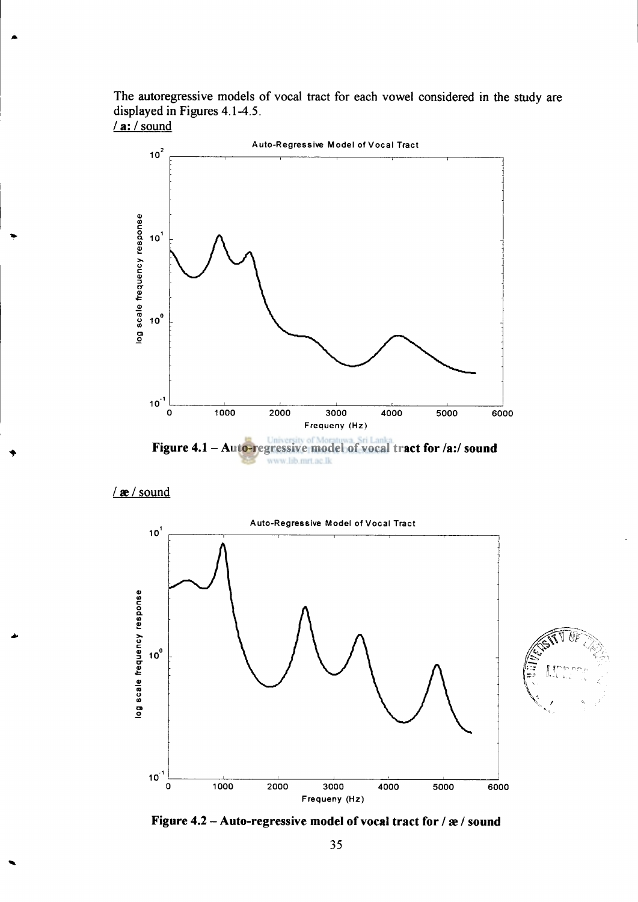The autoregressive models of vocal tract for each vowel considered in the study are displayed in Figures 4.1-4.5.

/ **a:** / sound

Auto-Regressive Model of Vocal Tract

log scale frequency response

$10^2$

$10^1$

$10^0$

$10^{-1}$

0 1000 2000 3000 4000 5000 6000

Frequeny (Hz)

**Figure 4.1 – Auto-regressive model of vocal tract for /a:/ sound**

/ **æ** / sound

Auto-Regressive Model of Vocal Tract

log scale frequency response

$10^1$

$10^0$

$10^{-1}$

0 1000 2000 3000 4000 5000 6000

Frequeny (Hz)

**Figure 4.2 – Auto-regressive model of vocal tract for / æ / sound**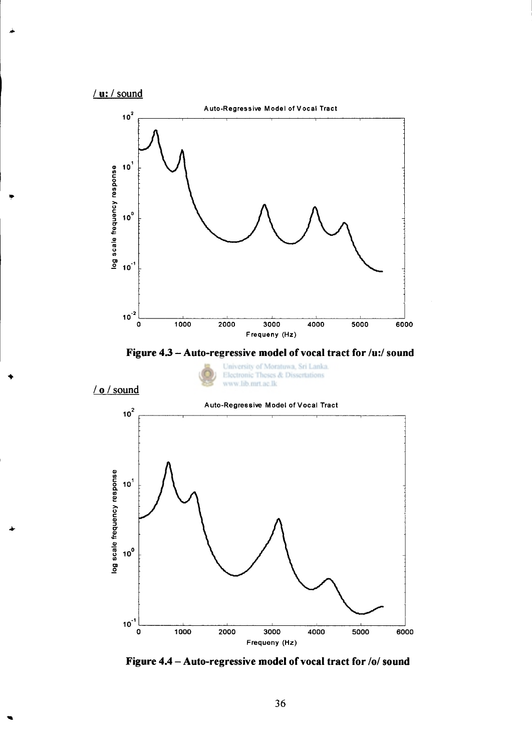/ u: / sound

Auto-Regressive Model of Vocal Tract

log scale frequency response

$10^2$

$10^1$

$10^0$

$10^{-1}$

$10^{-2}$

0 1000 2000 3000 4000 5000 6000

Frequeny (Hz)

**Figure 4.3 – Auto-regressive model of vocal tract for /u:/ sound**

/ o / sound

Auto-Regressive Model of Vocal Tract

log scale frequency response

$10^2$

$10^1$

$10^0$

$10^{-1}$

0 1000 2000 3000 4000 5000 6000

Frequeny (Hz)

**Figure 4.4 – Auto-regressive model of vocal tract for /o/ sound**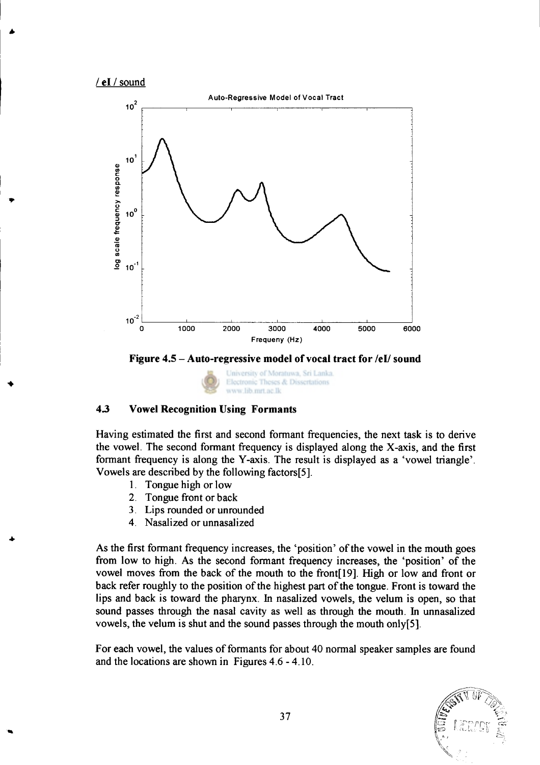/ eI / sound

Auto-Regressive Model of Vocal Tract

log scale frequency response

$10^2$

$10^1$

$10^0$

$10^{-1}$

$10^{-2}$

0 1000 2000 3000 4000 5000 6000

Frequeny (Hz)

**Figure 4.5 – Auto-regressive model of vocal tract for /eI/ sound**

### 4.3 Vowel Recognition Using Formants

Having estimated the first and second formant frequencies, the next task is to derive the vowel. The second formant frequency is displayed along the X-axis, and the first formant frequency is along the Y-axis. The result is displayed as a 'vowel triangle'. Vowels are described by the following factors[5].

1. Tongue high or low
2. Tongue front or back
3. Lips rounded or unrounded
4. Nasalized or unnasalized

As the first formant frequency increases, the 'position' of the vowel in the mouth goes from low to high. As the second formant frequency increases, the 'position' of the vowel moves from the back of the mouth to the front[19]. High or low and front or back refer roughly to the position of the highest part of the tongue. Front is toward the lips and back is toward the pharynx. In nasalized vowels, the velum is open, so that sound passes through the nasal cavity as well as through the mouth. In unnasalized vowels, the velum is shut and the sound passes through the mouth only[5].

For each vowel, the values of formants for about 40 normal speaker samples are found and the locations are shown in Figures 4.6 - 4.10.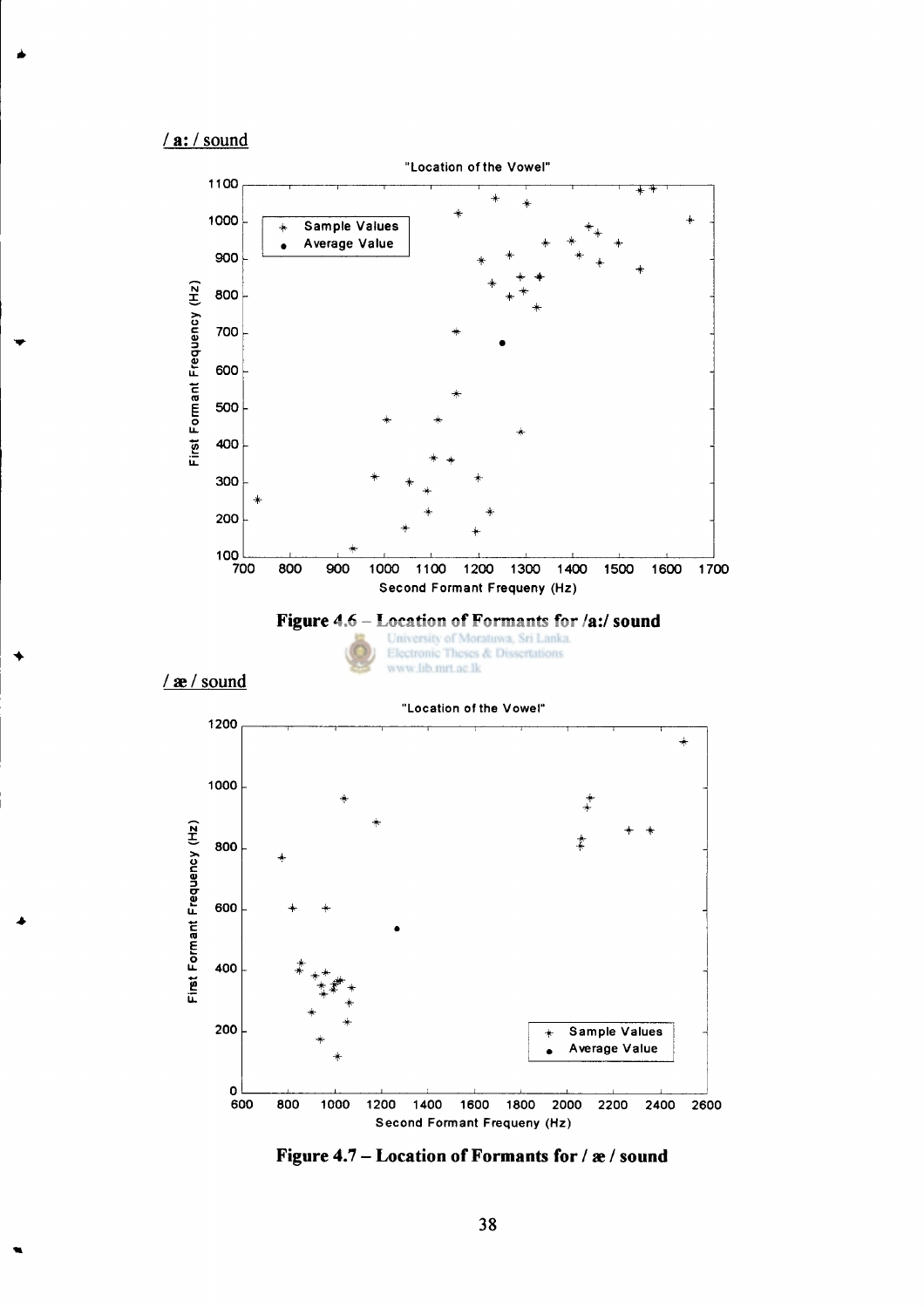/ a: / sound

"Location of the Vowel"

1100
1000
900
800
700
600
500
400
300
200
100

First Formant Frequency (Hz)

700 800 900 1000 1100 1200 1300 1400 1500 1600 1700

Second Formant Frequeny (Hz)

Sample Values
Average Value

**Figure 4.6 – Location of Formants for /a:/ sound**

/ æ / sound

"Location of the Vowel"

1200
1000
800
600
400
200
0

First Formant Frequency (Hz)

600 800 1000 1200 1400 1600 1800 2000 2200 2400 2600

Second Formant Frequeny (Hz)

Sample Values
Average Value

**Figure 4.7 – Location of Formants for / æ / sound**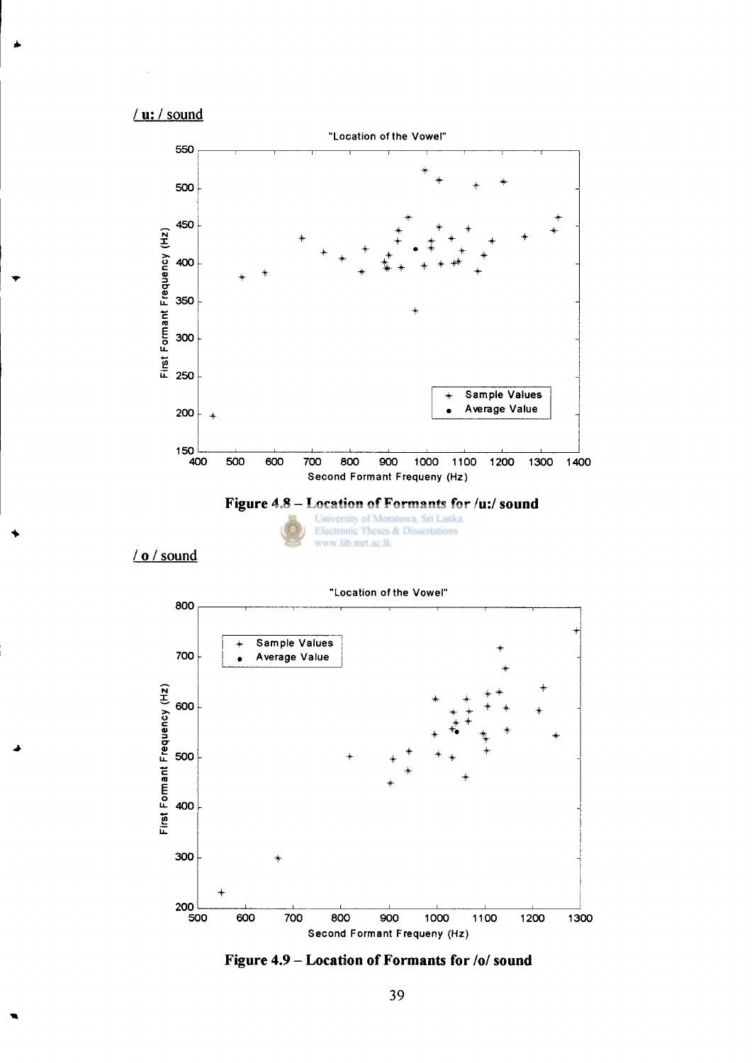/ u: / sound

Figure 4.8 – Location of Formants for /u:/ sound

/ o / sound

Figure 4.9 – Location of Formants for /o/ sound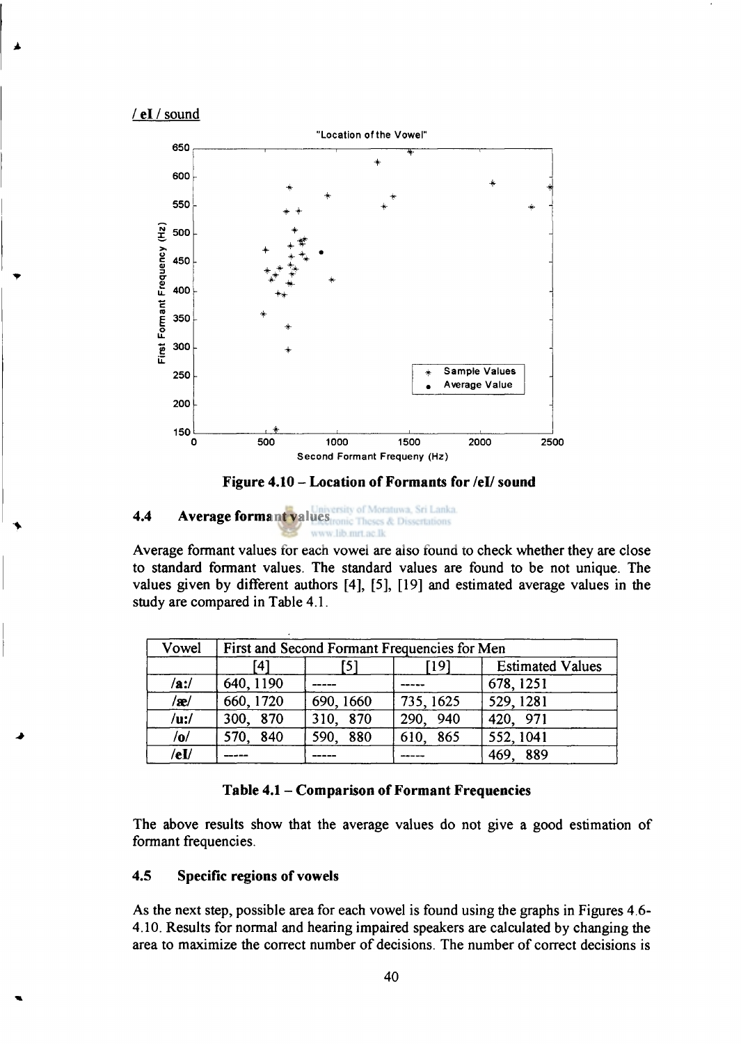/ eI / sound

Figure 4.10 – Location of Formants for /eI/ sound

### 4.4 Average formant values

Average formant values for each vowel are also found to check whether they are close to standard formant values. The standard values are found to be not unique. The values given by different authors [4], [5], [19] and estimated average values in the study are compared in Table 4.1.

| Vowel | First and Second Formant Frequencies for Men | | | |
|---|---|---|---|---|
| | [4] | [5] | [19] | Estimated Values |
| **/a:/** | 640, 1190 | ----- | ----- | 678, 1251 |
| **/æ/** | 660, 1720 | 690, 1660 | 735, 1625 | 529, 1281 |
| **/u:/** | 300, 870 | 310, 870 | 290, 940 | 420, 971 |
| **/o/** | 570, 840 | 590, 880 | 610, 865 | 552, 1041 |
| **/eI/** | ----- | ----- | ----- | 469, 889 |

**Table 4.1 – Comparison of Formant Frequencies**

The above results show that the average values do not give a good estimation of formant frequencies.

### 4.5 Specific regions of vowels

As the next step, possible area for each vowel is found using the graphs in Figures 4.6-4.10. Results for normal and hearing impaired speakers are calculated by changing the area to maximize the correct number of decisions. The number of correct decisions is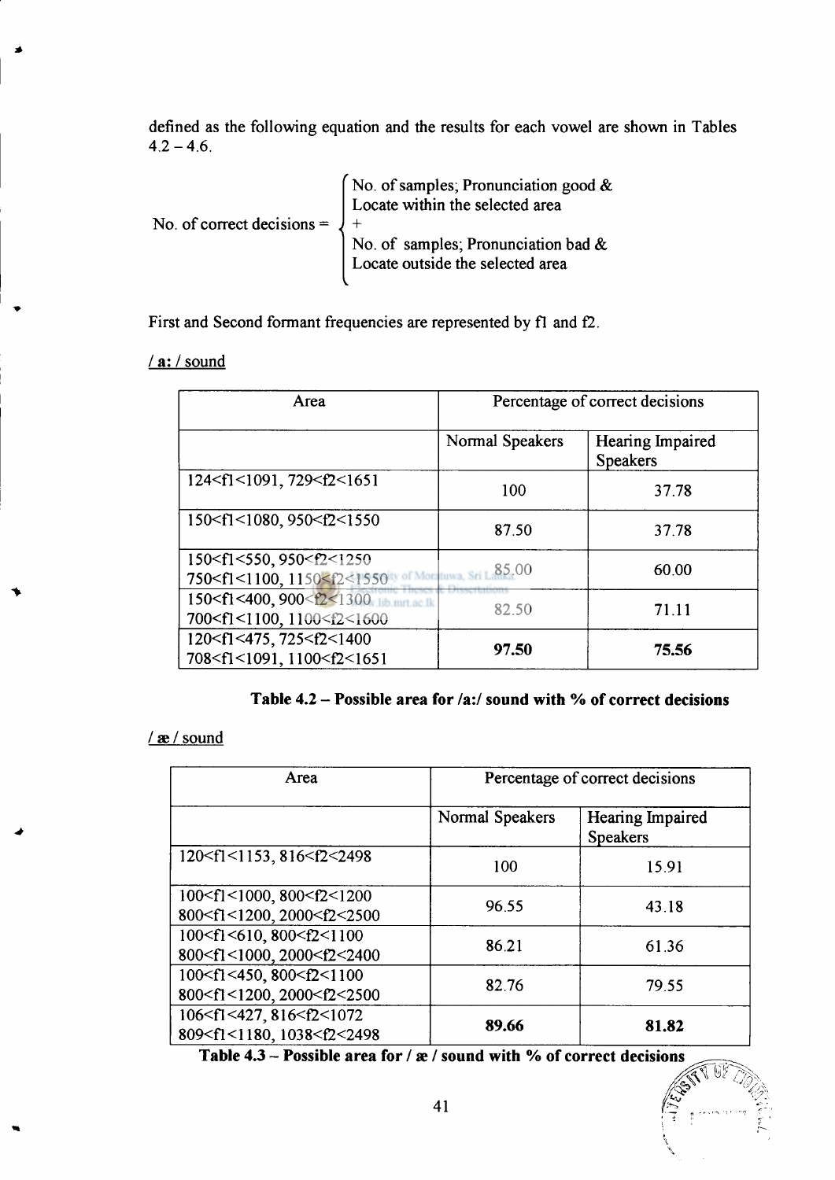defined as the following equation and the results for each vowel are shown in Tables 4.2 – 4.6.

$$\text{No. of correct decisions} = \begin{cases} \text{No. of samples; Pronunciation good \& Locate within the selected area} \\ + \\ \text{No. of samples; Pronunciation bad \& Locate outside the selected area} \end{cases}$$

First and Second formant frequencies are represented by f1 and f2.

/ a: / sound

| Area | Percentage of correct decisions | |
|---|---|---|
| | Normal Speakers | Hearing Impaired Speakers |
| $124<f1<1091$, $729<f2<1651$ | 100 | 37.78 |
| $150<f1<1080$, $950<f2<1550$ | 87.50 | 37.78 |
| $150<f1<550$, $950<f2<1250$<br>$750<f1<1100$, $1150<f2<1550$ | 85.00 | 60.00 |
| $150<f1<400$, $900<f2<1300$<br>$700<f1<1100$, $1100<f2<1600$ | 82.50 | 71.11 |
| $120<f1<475$, $725<f2<1400$<br>$708<f1<1091$, $1100<f2<1651$ | **97.50** | **75.56** |

**Table 4.2 – Possible area for /a:/ sound with % of correct decisions**

/ æ / sound

| Area | Percentage of correct decisions | |
|---|---|---|
| | Normal Speakers | Hearing Impaired Speakers |
| $120<f1<1153$, $816<f2<2498$ | 100 | 15.91 |
| $100<f1<1000$, $800<f2<1200$<br>$800<f1<1200$, $2000<f2<2500$ | 96.55 | 43.18 |
| $100<f1<610$, $800<f2<1100$<br>$800<f1<1000$, $2000<f2<2400$ | 86.21 | 61.36 |
| $100<f1<450$, $800<f2<1100$<br>$800<f1<1200$, $2000<f2<2500$ | 82.76 | 79.55 |
| $106<f1<427$, $816<f2<1072$<br>$809<f1<1180$, $1038<f2<2498$ | **89.66** | **81.82** |

**Table 4.3 – Possible area for / æ / sound with % of correct decisions**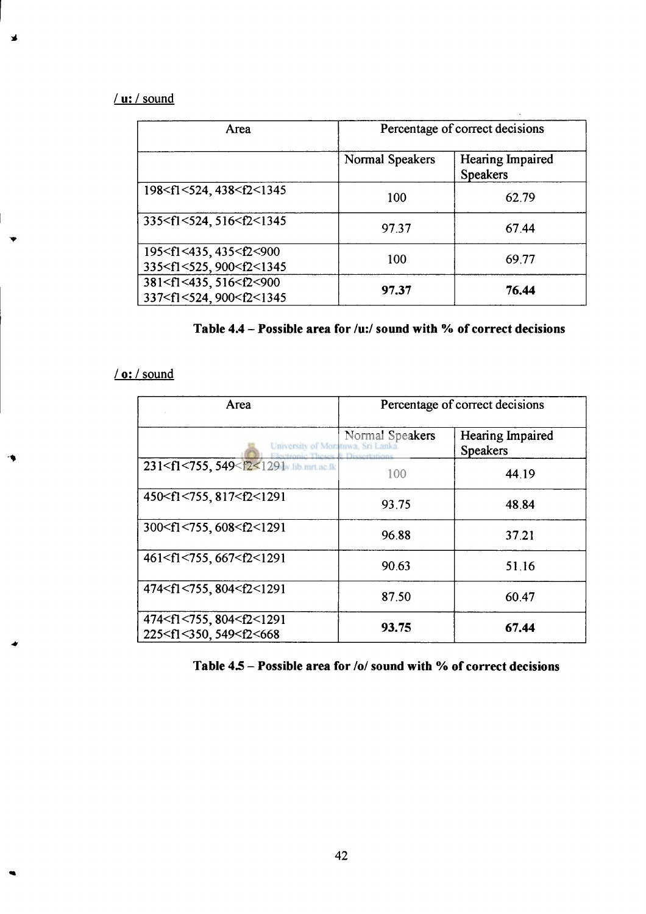/ **u:** / sound

| Area | Percentage of correct decisions | |
|---|---|---|
| | Normal Speakers | Hearing Impaired Speakers |
| $198<f1<524$, $438<f2<1345$ | 100 | 62.79 |
| $335<f1<524$, $516<f2<1345$ | 97.37 | 67.44 |
| $195<f1<435$, $435<f2<900$<br>$335<f1<525$, $900<f2<1345$ | 100 | 69.77 |
| $381<f1<435$, $516<f2<900$<br>$337<f1<524$, $900<f2<1345$ | **97.37** | **76.44** |

**Table 4.4 – Possible area for /u:/ sound with % of correct decisions**

/ **o:** / sound

| Area | Percentage of correct decisions | |
|---|---|---|
| | Normal Speakers | Hearing Impaired Speakers |
| $231<f1<755$, $549<f2<1291$ | 100 | 44.19 |
| $450<f1<755$, $817<f2<1291$ | 93.75 | 48.84 |
| $300<f1<755$, $608<f2<1291$ | 96.88 | 37.21 |
| $461<f1<755$, $667<f2<1291$ | 90.63 | 51.16 |
| $474<f1<755$, $804<f2<1291$ | 87.50 | 60.47 |
| $474<f1<755$, $804<f2<1291$<br>$225<f1<350$, $549<f2<668$ | **93.75** | **67.44** |

**Table 4.5 – Possible area for /o/ sound with % of correct decisions**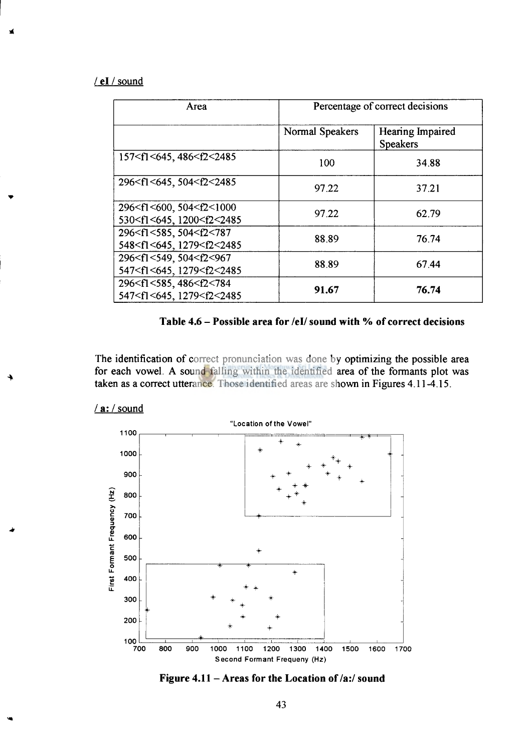/ eI / sound

| Area | Percentage of correct decisions | |
|---|---|---|
| | Normal Speakers | Hearing Impaired Speakers |
| 157<f1<645, 486<f2<2485 | 100 | 34.88 |
| 296<f1<645, 504<f2<2485 | 97.22 | 37.21 |
| 296<f1<600, 504<f2<1000<br>530<f1<645, 1200<f2<2485 | 97.22 | 62.79 |
| 296<f1<585, 504<f2<787<br>548<f1<645, 1279<f2<2485 | 88.89 | 76.74 |
| 296<f1<549, 504<f2<967<br>547<f1<645, 1279<f2<2485 | 88.89 | 67.44 |
| 296<f1<585, 486<f2<784<br>547<f1<645, 1279<f2<2485 | **91.67** | **76.74** |

**Table 4.6 – Possible area for /eI/ sound with % of correct decisions**

The identification of correct pronunciation was done by optimizing the possible area for each vowel. A sound falling within the identified area of the formants plot was taken as a correct utterance. Those identified areas are shown in Figures 4.11-4.15.

/ a: / sound

"Location of the Vowel"

First Formant Frequency (Hz)

1100
1000
900
800
700
600
500
400
300
200
100

700 800 900 1000 1100 1200 1300 1400 1500 1600 1700

Second Formant Frequeny (Hz)

**Figure 4.11 – Areas for the Location of /a:/ sound**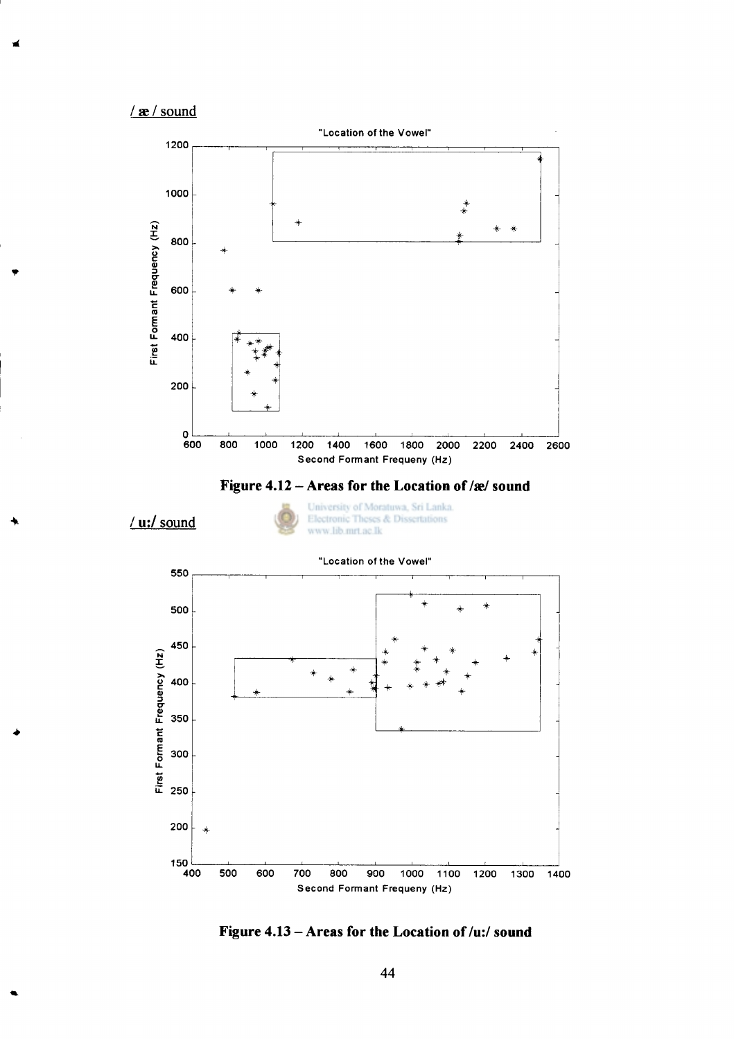/ æ / sound

"Location of the Vowel"

First Formant Frequency (Hz)

1200
1000
800
600
400
200
0

600 800 1000 1200 1400 1600 1800 2000 2200 2400 2600

Second Formant Frequeny (Hz)

**Figure 4.12 – Areas for the Location of /æ/ sound**

/ u:/ sound

"Location of the Vowel"

First Formant Frequency (Hz)

550
500
450
400
350
300
250
200
150

400 500 600 700 800 900 1000 1100 1200 1300 1400

Second Formant Frequeny (Hz)

**Figure 4.13 – Areas for the Location of /u:/ sound**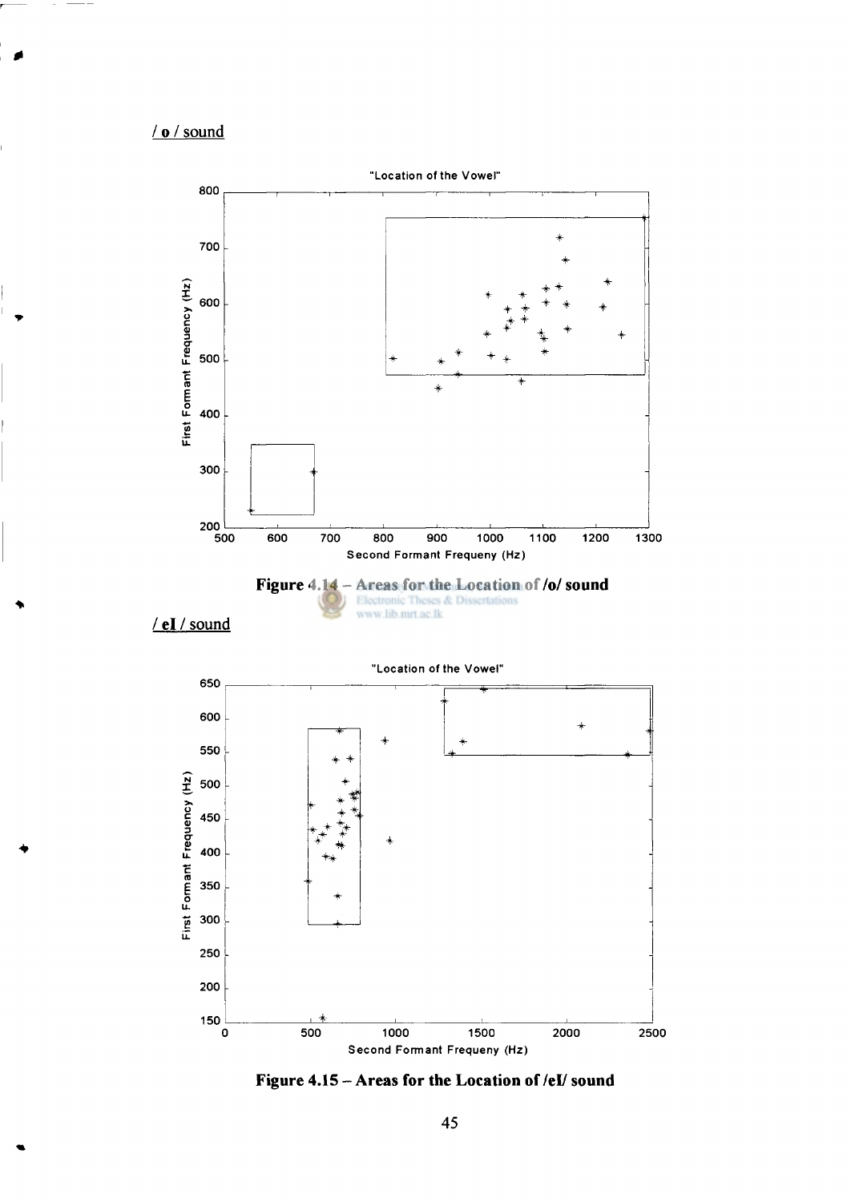/ o / sound

"Location of the Vowel"

800
700
600
500
400
300
200

First Formant Frequency (Hz)

500 600 700 800 900 1000 1100 1200 1300

Second Formant Frequeny (Hz)

**Figure 4.14 – Areas for the Location of /o/ sound**

/ eI / sound

"Location of the Vowel"

650
600
550
500
450
400
350
300
250
200
150

First Formant Frequency (Hz)

0 500 1000 1500 2000 2500

Second Formant Frequeny (Hz)

**Figure 4.15 – Areas for the Location of /eI/ sound**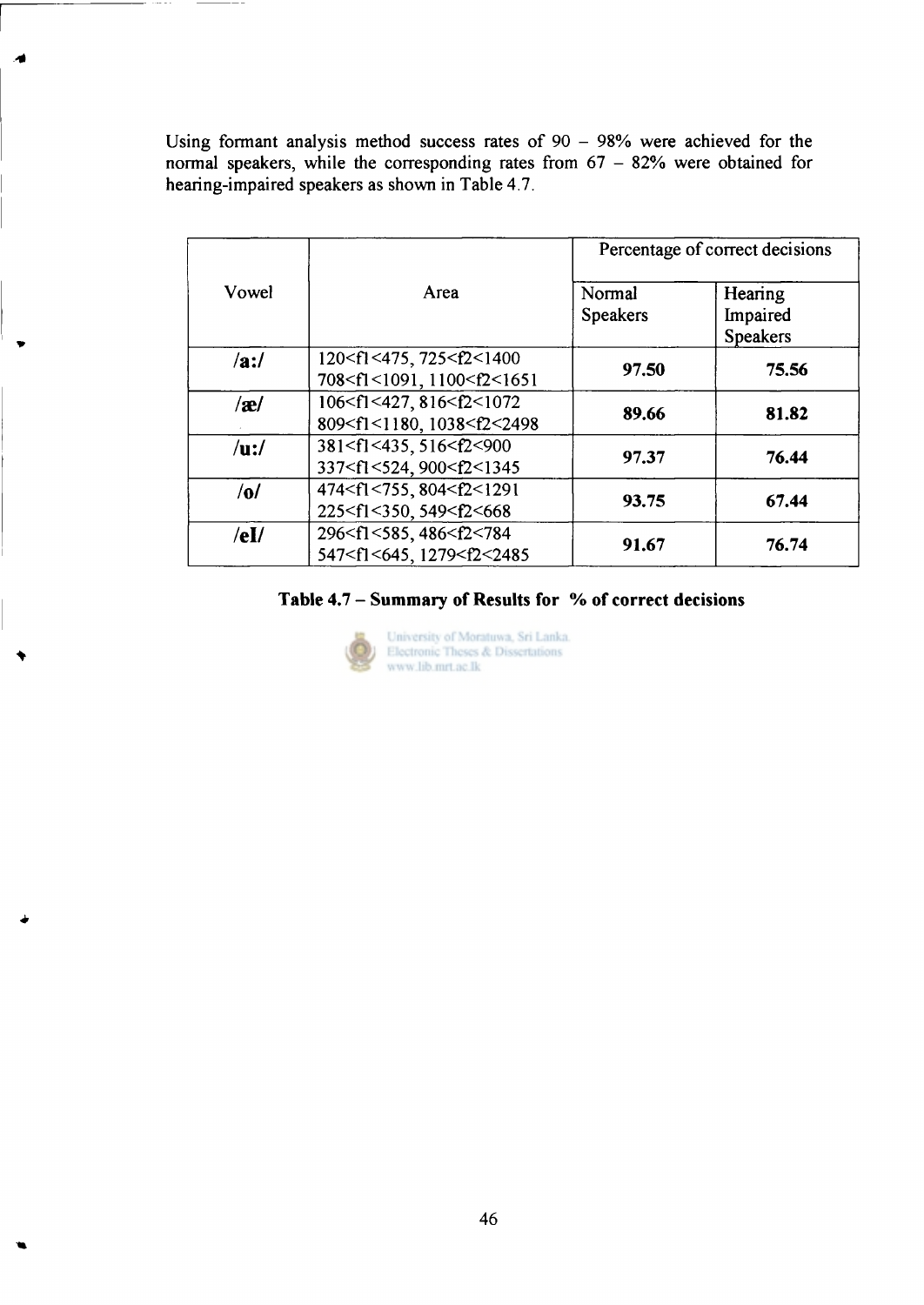Using formant analysis method success rates of 90 – 98% were achieved for the normal speakers, while the corresponding rates from 67 – 82% were obtained for hearing-impaired speakers as shown in Table 4.7.

| Vowel | Area | Percentage of correct decisions | |
|---|---|---|---|
| | | Normal Speakers | Hearing Impaired Speakers |
| **/a:/** | 120<f1<475, 725<f2<1400<br>708<f1<1091, 1100<f2<1651 | **97.50** | **75.56** |
| **/æ/** | 106<f1<427, 816<f2<1072<br>809<f1<1180, 1038<f2<2498 | **89.66** | **81.82** |
| **/u:/** | 381<f1<435, 516<f2<900<br>337<f1<524, 900<f2<1345 | **97.37** | **76.44** |
| **/o/** | 474<f1<755, 804<f2<1291<br>225<f1<350, 549<f2<668 | **93.75** | **67.44** |
| **/eI/** | 296<f1<585, 486<f2<784<br>547<f1<645, 1279<f2<2485 | **91.67** | **76.74** |

**Table 4.7 – Summary of Results for % of correct decisions**